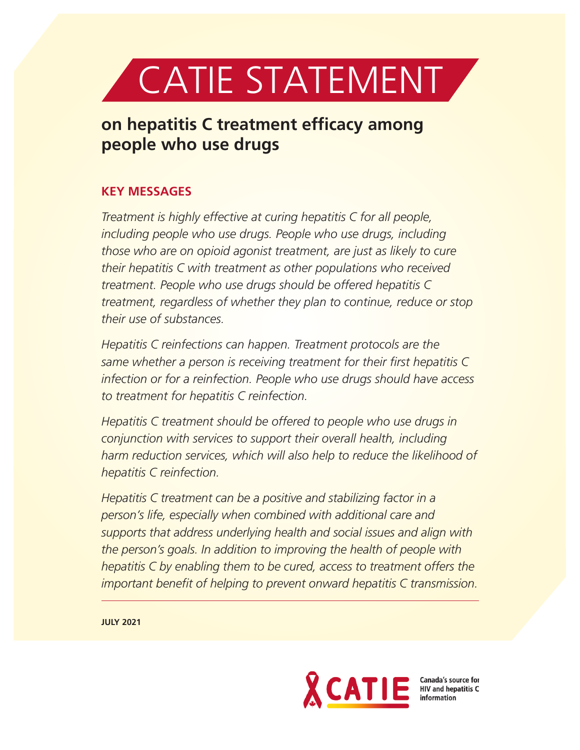# CATIE STATEMENT

## on hepatitis C treatment efficacy among people who use drugs

### KEY MESSAGES

*Treatment is highly effective at curing hepatitis C for all people, including people who use drugs. People who use drugs, including those who are on opioid agonist treatment, are just as likely to cure their hepatitis C with treatment as other populations who received treatment. People who use drugs should be offered hepatitis C treatment, regardless of whether they plan to continue, reduce or stop their use of substances.*

*Hepatitis C reinfections can happen. Treatment protocols are the same whether a person is receiving treatment for their first hepatitis C infection or for a reinfection. People who use drugs should have access to treatment for hepatitis C reinfection.*

*Hepatitis C treatment should be offered to people who use drugs in conjunction with services to support their overall health, including harm reduction services, which will also help to reduce the likelihood of hepatitis C reinfection.*

*Hepatitis C treatment can be a positive and stabilizing factor in a person's life, especially when combined with additional care and supports that address underlying health and social issues and align with the person's goals. In addition to improving the health of people with hepatitis C by enabling them to be cured, access to treatment offers the important benefit of helping to prevent onward hepatitis C transmission.*

---

**JULY 2021**

CATIE — Canada's source for HIV and hepatitis C information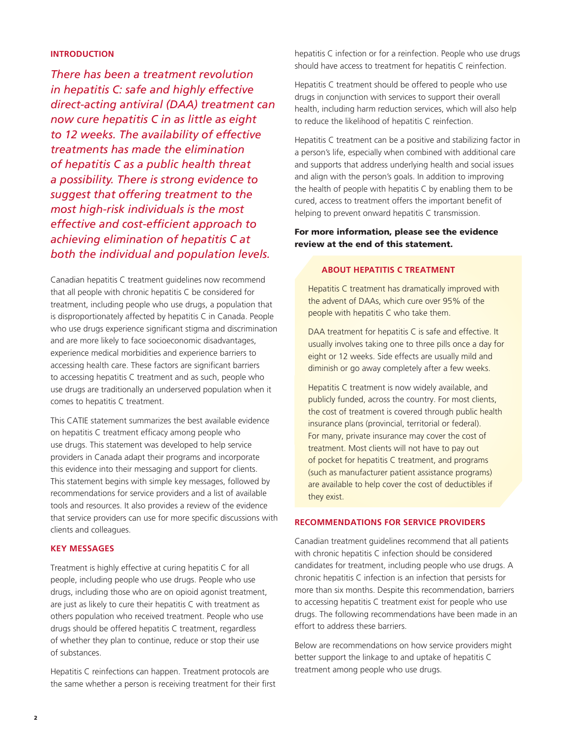## INTRODUCTION

*There has been a treatment revolution in hepatitis C: safe and highly effective direct-acting antiviral (DAA) treatment can now cure hepatitis C in as little as eight to 12 weeks. The availability of effective treatments has made the elimination of hepatitis C as a public health threat a possibility. There is strong evidence to suggest that offering treatment to the most high-risk individuals is the most effective and cost-efficient approach to achieving elimination of hepatitis C at both the individual and population levels.*

Canadian hepatitis C treatment guidelines now recommend that all people with chronic hepatitis C be considered for treatment, including people who use drugs, a population that is disproportionately affected by hepatitis C in Canada. People who use drugs experience significant stigma and discrimination and are more likely to face socioeconomic disadvantages, experience medical morbidities and experience barriers to accessing health care. These factors are significant barriers to accessing hepatitis C treatment and as such, people who use drugs are traditionally an underserved population when it comes to hepatitis C treatment.

This CATIE statement summarizes the best available evidence on hepatitis C treatment efficacy among people who use drugs. This statement was developed to help service providers in Canada adapt their programs and incorporate this evidence into their messaging and support for clients. This statement begins with simple key messages, followed by recommendations for service providers and a list of available tools and resources. It also provides a review of the evidence that service providers can use for more specific discussions with clients and colleagues.

## KEY MESSAGES

Treatment is highly effective at curing hepatitis C for all people, including people who use drugs. People who use drugs, including those who are on opioid agonist treatment, are just as likely to cure their hepatitis C with treatment as others population who received treatment. People who use drugs should be offered hepatitis C treatment, regardless of whether they plan to continue, reduce or stop their use of substances.

Hepatitis C reinfections can happen. Treatment protocols are the same whether a person is receiving treatment for their first hepatitis C infection or for a reinfection. People who use drugs should have access to treatment for hepatitis C reinfection.

Hepatitis C treatment should be offered to people who use drugs in conjunction with services to support their overall health, including harm reduction services, which will also help to reduce the likelihood of hepatitis C reinfection.

Hepatitis C treatment can be a positive and stabilizing factor in a person's life, especially when combined with additional care and supports that address underlying health and social issues and align with the person's goals. In addition to improving the health of people with hepatitis C by enabling them to be cured, access to treatment offers the important benefit of helping to prevent onward hepatitis C transmission.

**For more information, please see the evidence review at the end of this statement.**

### ABOUT HEPATITIS C TREATMENT

Hepatitis C treatment has dramatically improved with the advent of DAAs, which cure over 95% of the people with hepatitis C who take them.

DAA treatment for hepatitis C is safe and effective. It usually involves taking one to three pills once a day for eight or 12 weeks. Side effects are usually mild and diminish or go away completely after a few weeks.

Hepatitis C treatment is now widely available, and publicly funded, across the country. For most clients, the cost of treatment is covered through public health insurance plans (provincial, territorial or federal). For many, private insurance may cover the cost of treatment. Most clients will not have to pay out of pocket for hepatitis C treatment, and programs (such as manufacturer patient assistance programs) are available to help cover the cost of deductibles if they exist.

## RECOMMENDATIONS FOR SERVICE PROVIDERS

Canadian treatment guidelines recommend that all patients with chronic hepatitis C infection should be considered candidates for treatment, including people who use drugs. A chronic hepatitis C infection is an infection that persists for more than six months. Despite this recommendation, barriers to accessing hepatitis C treatment exist for people who use drugs. The following recommendations have been made in an effort to address these barriers.

Below are recommendations on how service providers might better support the linkage to and uptake of hepatitis C treatment among people who use drugs.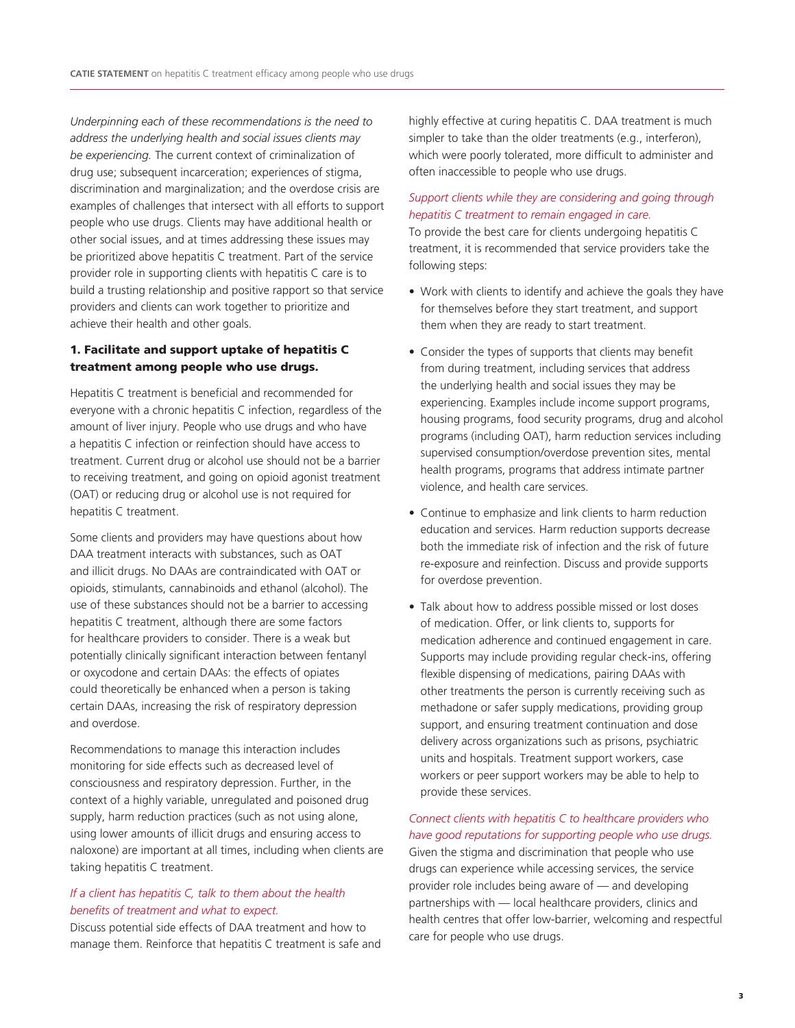*Underpinning each of these recommendations is the need to address the underlying health and social issues clients may be experiencing.* The current context of criminalization of drug use; subsequent incarceration; experiences of stigma, discrimination and marginalization; and the overdose crisis are examples of challenges that intersect with all efforts to support people who use drugs. Clients may have additional health or other social issues, and at times addressing these issues may be prioritized above hepatitis C treatment. Part of the service provider role in supporting clients with hepatitis C care is to build a trusting relationship and positive rapport so that service providers and clients can work together to prioritize and achieve their health and other goals.

## 1. Facilitate and support uptake of hepatitis C treatment among people who use drugs.

Hepatitis C treatment is beneficial and recommended for everyone with a chronic hepatitis C infection, regardless of the amount of liver injury. People who use drugs and who have a hepatitis C infection or reinfection should have access to treatment. Current drug or alcohol use should not be a barrier to receiving treatment, and going on opioid agonist treatment (OAT) or reducing drug or alcohol use is not required for hepatitis C treatment.

Some clients and providers may have questions about how DAA treatment interacts with substances, such as OAT and illicit drugs. No DAAs are contraindicated with OAT or opioids, stimulants, cannabinoids and ethanol (alcohol). The use of these substances should not be a barrier to accessing hepatitis C treatment, although there are some factors for healthcare providers to consider. There is a weak but potentially clinically significant interaction between fentanyl or oxycodone and certain DAAs: the effects of opiates could theoretically be enhanced when a person is taking certain DAAs, increasing the risk of respiratory depression and overdose.

Recommendations to manage this interaction includes monitoring for side effects such as decreased level of consciousness and respiratory depression. Further, in the context of a highly variable, unregulated and poisoned drug supply, harm reduction practices (such as not using alone, using lower amounts of illicit drugs and ensuring access to naloxone) are important at all times, including when clients are taking hepatitis C treatment.

*If a client has hepatitis C, talk to them about the health benefits of treatment and what to expect.*

Discuss potential side effects of DAA treatment and how to manage them. Reinforce that hepatitis C treatment is safe and highly effective at curing hepatitis C. DAA treatment is much simpler to take than the older treatments (e.g., interferon), which were poorly tolerated, more difficult to administer and often inaccessible to people who use drugs.

*Support clients while they are considering and going through hepatitis C treatment to remain engaged in care.*

To provide the best care for clients undergoing hepatitis C treatment, it is recommended that service providers take the following steps:

- Work with clients to identify and achieve the goals they have for themselves before they start treatment, and support them when they are ready to start treatment.
- Consider the types of supports that clients may benefit from during treatment, including services that address the underlying health and social issues they may be experiencing. Examples include income support programs, housing programs, food security programs, drug and alcohol programs (including OAT), harm reduction services including supervised consumption/overdose prevention sites, mental health programs, programs that address intimate partner violence, and health care services.
- Continue to emphasize and link clients to harm reduction education and services. Harm reduction supports decrease both the immediate risk of infection and the risk of future re-exposure and reinfection. Discuss and provide supports for overdose prevention.
- Talk about how to address possible missed or lost doses of medication. Offer, or link clients to, supports for medication adherence and continued engagement in care. Supports may include providing regular check-ins, offering flexible dispensing of medications, pairing DAAs with other treatments the person is currently receiving such as methadone or safer supply medications, providing group support, and ensuring treatment continuation and dose delivery across organizations such as prisons, psychiatric units and hospitals. Treatment support workers, case workers or peer support workers may be able to help to provide these services.

*Connect clients with hepatitis C to healthcare providers who have good reputations for supporting people who use drugs.*

Given the stigma and discrimination that people who use drugs can experience while accessing services, the service provider role includes being aware of — and developing partnerships with — local healthcare providers, clinics and health centres that offer low-barrier, welcoming and respectful care for people who use drugs.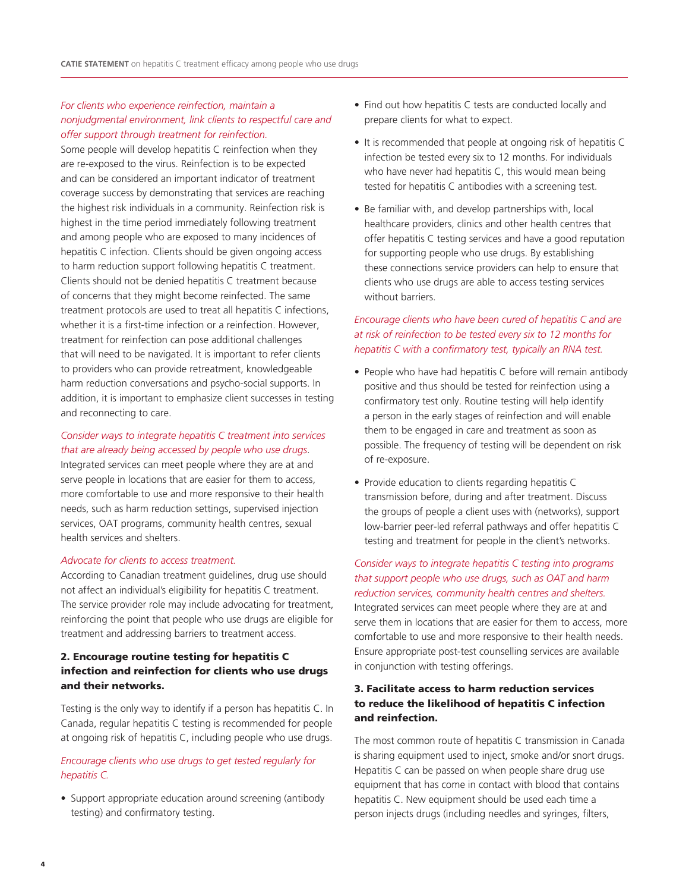*For clients who experience reinfection, maintain a nonjudgmental environment, link clients to respectful care and offer support through treatment for reinfection.*

Some people will develop hepatitis C reinfection when they are re-exposed to the virus. Reinfection is to be expected and can be considered an important indicator of treatment coverage success by demonstrating that services are reaching the highest risk individuals in a community. Reinfection risk is highest in the time period immediately following treatment and among people who are exposed to many incidences of hepatitis C infection. Clients should be given ongoing access to harm reduction support following hepatitis C treatment. Clients should not be denied hepatitis C treatment because of concerns that they might become reinfected. The same treatment protocols are used to treat all hepatitis C infections, whether it is a first-time infection or a reinfection. However, treatment for reinfection can pose additional challenges that will need to be navigated. It is important to refer clients to providers who can provide retreatment, knowledgeable harm reduction conversations and psycho-social supports. In addition, it is important to emphasize client successes in testing and reconnecting to care.

*Consider ways to integrate hepatitis C treatment into services that are already being accessed by people who use drugs.*

Integrated services can meet people where they are at and serve people in locations that are easier for them to access, more comfortable to use and more responsive to their health needs, such as harm reduction settings, supervised injection services, OAT programs, community health centres, sexual health services and shelters.

*Advocate for clients to access treatment.*

According to Canadian treatment guidelines, drug use should not affect an individual's eligibility for hepatitis C treatment. The service provider role may include advocating for treatment, reinforcing the point that people who use drugs are eligible for treatment and addressing barriers to treatment access.

### 2. Encourage routine testing for hepatitis C infection and reinfection for clients who use drugs and their networks.

Testing is the only way to identify if a person has hepatitis C. In Canada, regular hepatitis C testing is recommended for people at ongoing risk of hepatitis C, including people who use drugs.

*Encourage clients who use drugs to get tested regularly for hepatitis C.*

- Support appropriate education around screening (antibody testing) and confirmatory testing.
- Find out how hepatitis C tests are conducted locally and prepare clients for what to expect.
- It is recommended that people at ongoing risk of hepatitis C infection be tested every six to 12 months. For individuals who have never had hepatitis C, this would mean being tested for hepatitis C antibodies with a screening test.
- Be familiar with, and develop partnerships with, local healthcare providers, clinics and other health centres that offer hepatitis C testing services and have a good reputation for supporting people who use drugs. By establishing these connections service providers can help to ensure that clients who use drugs are able to access testing services without barriers.

*Encourage clients who have been cured of hepatitis C and are at risk of reinfection to be tested every six to 12 months for hepatitis C with a confirmatory test, typically an RNA test.*

- People who have had hepatitis C before will remain antibody positive and thus should be tested for reinfection using a confirmatory test only. Routine testing will help identify a person in the early stages of reinfection and will enable them to be engaged in care and treatment as soon as possible. The frequency of testing will be dependent on risk of re-exposure.
- Provide education to clients regarding hepatitis C transmission before, during and after treatment. Discuss the groups of people a client uses with (networks), support low-barrier peer-led referral pathways and offer hepatitis C testing and treatment for people in the client's networks.

*Consider ways to integrate hepatitis C testing into programs that support people who use drugs, such as OAT and harm reduction services, community health centres and shelters.*

Integrated services can meet people where they are at and serve them in locations that are easier for them to access, more comfortable to use and more responsive to their health needs. Ensure appropriate post-test counselling services are available in conjunction with testing offerings.

### 3. Facilitate access to harm reduction services to reduce the likelihood of hepatitis C infection and reinfection.

The most common route of hepatitis C transmission in Canada is sharing equipment used to inject, smoke and/or snort drugs. Hepatitis C can be passed on when people share drug use equipment that has come in contact with blood that contains hepatitis C. New equipment should be used each time a person injects drugs (including needles and syringes, filters,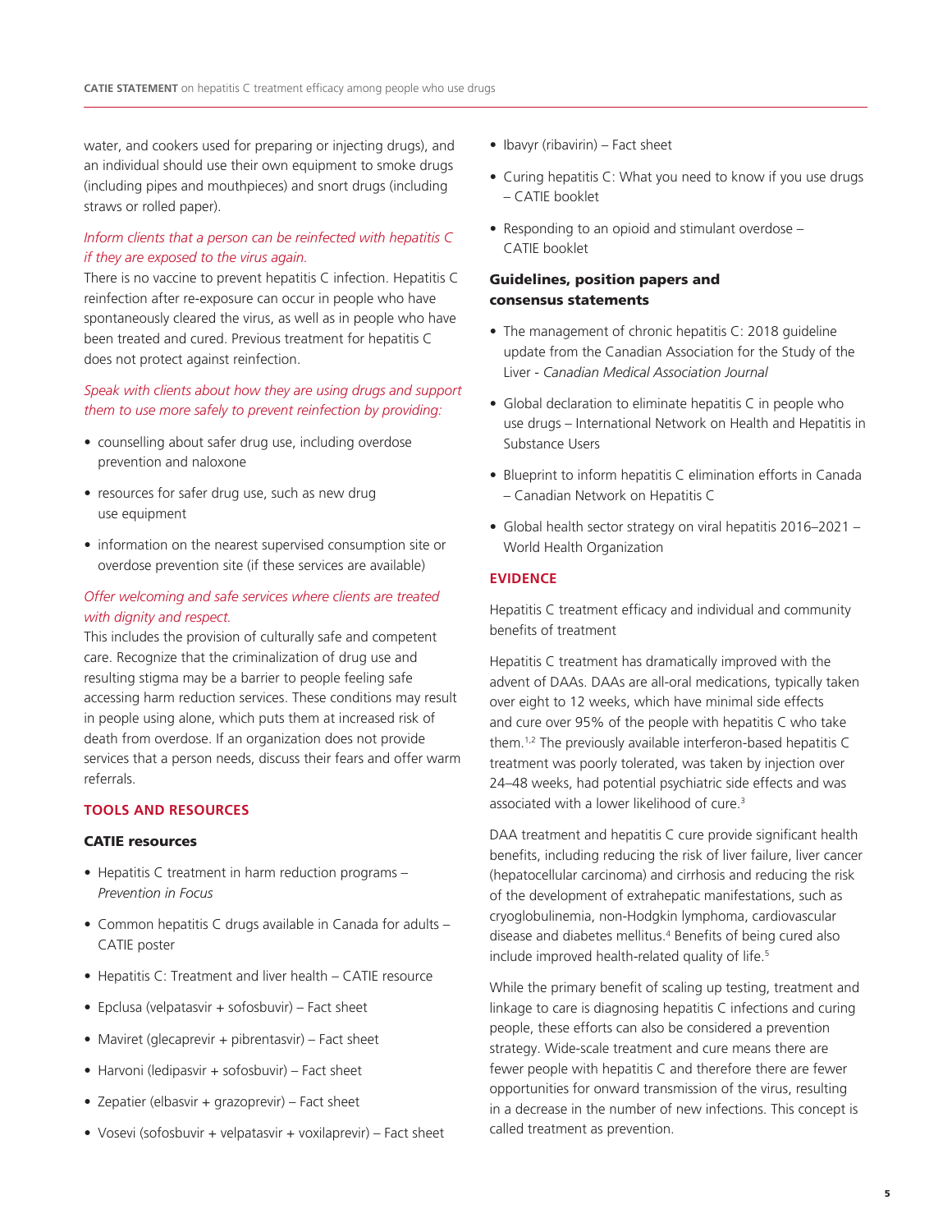water, and cookers used for preparing or injecting drugs), and an individual should use their own equipment to smoke drugs (including pipes and mouthpieces) and snort drugs (including straws or rolled paper).

*Inform clients that a person can be reinfected with hepatitis C if they are exposed to the virus again.*

There is no vaccine to prevent hepatitis C infection. Hepatitis C reinfection after re-exposure can occur in people who have spontaneously cleared the virus, as well as in people who have been treated and cured. Previous treatment for hepatitis C does not protect against reinfection.

*Speak with clients about how they are using drugs and support them to use more safely to prevent reinfection by providing:*

- counselling about safer drug use, including overdose prevention and naloxone
- resources for safer drug use, such as new drug use equipment
- information on the nearest supervised consumption site or overdose prevention site (if these services are available)

*Offer welcoming and safe services where clients are treated with dignity and respect.*

This includes the provision of culturally safe and competent care. Recognize that the criminalization of drug use and resulting stigma may be a barrier to people feeling safe accessing harm reduction services. These conditions may result in people using alone, which puts them at increased risk of death from overdose. If an organization does not provide services that a person needs, discuss their fears and offer warm referrals.

## TOOLS AND RESOURCES

### CATIE resources

- Hepatitis C treatment in harm reduction programs – *Prevention in Focus*
- Common hepatitis C drugs available in Canada for adults – CATIE poster
- Hepatitis C: Treatment and liver health – CATIE resource
- Epclusa (velpatasvir + sofosbuvir) – Fact sheet
- Maviret (glecaprevir + pibrentasvir) – Fact sheet
- Harvoni (ledipasvir + sofosbuvir) – Fact sheet
- Zepatier (elbasvir + grazoprevir) – Fact sheet
- Vosevi (sofosbuvir + velpatasvir + voxilaprevir) – Fact sheet
- Ibavyr (ribavirin) – Fact sheet
- Curing hepatitis C: What you need to know if you use drugs – CATIE booklet
- Responding to an opioid and stimulant overdose – CATIE booklet

### Guidelines, position papers and consensus statements

- The management of chronic hepatitis C: 2018 guideline update from the Canadian Association for the Study of the Liver - *Canadian Medical Association Journal*
- Global declaration to eliminate hepatitis C in people who use drugs – International Network on Health and Hepatitis in Substance Users
- Blueprint to inform hepatitis C elimination efforts in Canada – Canadian Network on Hepatitis C
- Global health sector strategy on viral hepatitis 2016–2021 – World Health Organization

## EVIDENCE

Hepatitis C treatment efficacy and individual and community benefits of treatment

Hepatitis C treatment has dramatically improved with the advent of DAAs. DAAs are all-oral medications, typically taken over eight to 12 weeks, which have minimal side effects and cure over 95% of the people with hepatitis C who take them.[1,2] The previously available interferon-based hepatitis C treatment was poorly tolerated, was taken by injection over 24–48 weeks, had potential psychiatric side effects and was associated with a lower likelihood of cure.[3]

DAA treatment and hepatitis C cure provide significant health benefits, including reducing the risk of liver failure, liver cancer (hepatocellular carcinoma) and cirrhosis and reducing the risk of the development of extrahepatic manifestations, such as cryoglobulinemia, non-Hodgkin lymphoma, cardiovascular disease and diabetes mellitus.[4] Benefits of being cured also include improved health-related quality of life.[5]

While the primary benefit of scaling up testing, treatment and linkage to care is diagnosing hepatitis C infections and curing people, these efforts can also be considered a prevention strategy. Wide-scale treatment and cure means there are fewer people with hepatitis C and therefore there are fewer opportunities for onward transmission of the virus, resulting in a decrease in the number of new infections. This concept is called treatment as prevention.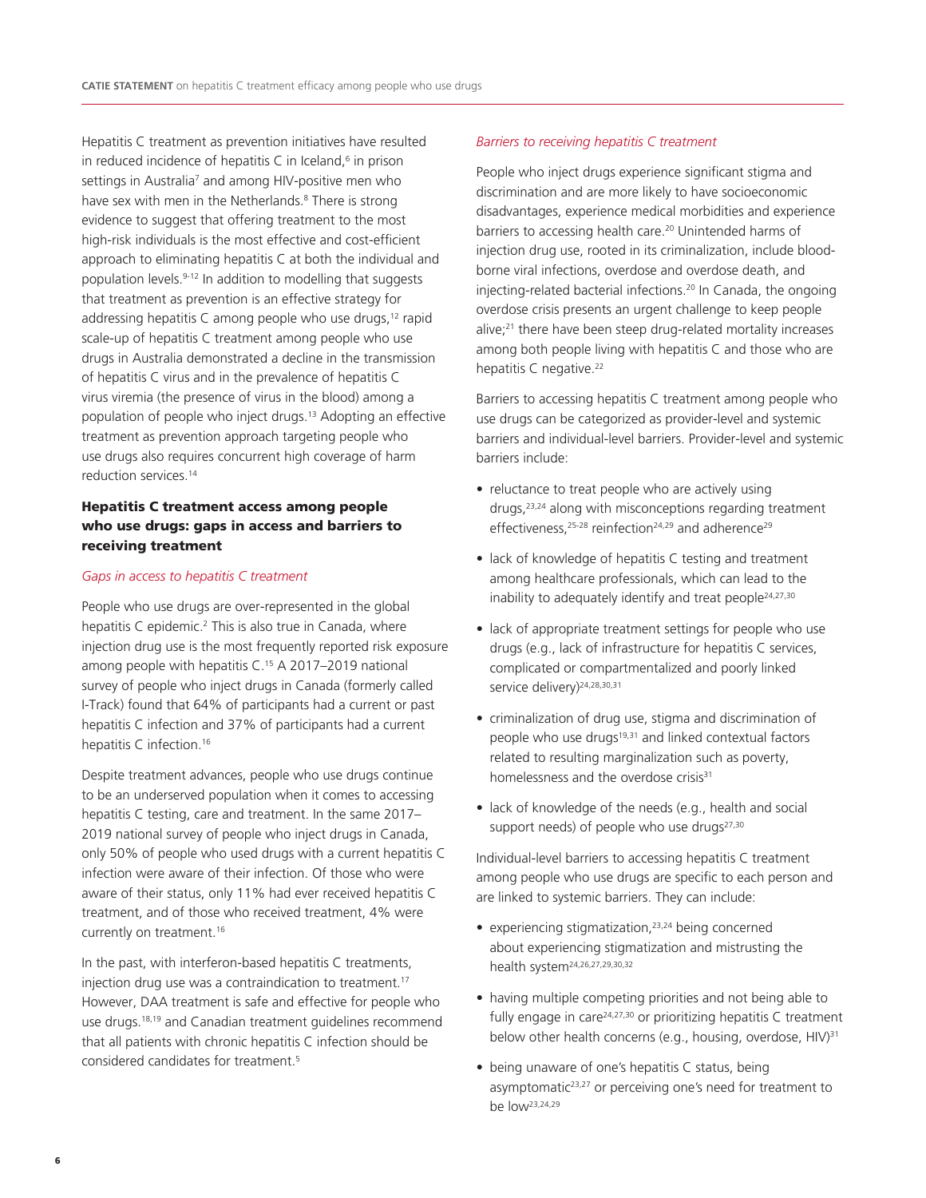Hepatitis C treatment as prevention initiatives have resulted in reduced incidence of hepatitis C in Iceland,[6] in prison settings in Australia[7] and among HIV-positive men who have sex with men in the Netherlands.[8] There is strong evidence to suggest that offering treatment to the most high-risk individuals is the most effective and cost-efficient approach to eliminating hepatitis C at both the individual and population levels.[9-12] In addition to modelling that suggests that treatment as prevention is an effective strategy for addressing hepatitis C among people who use drugs,[12] rapid scale-up of hepatitis C treatment among people who use drugs in Australia demonstrated a decline in the transmission of hepatitis C virus and in the prevalence of hepatitis C virus viremia (the presence of virus in the blood) among a population of people who inject drugs.[13] Adopting an effective treatment as prevention approach targeting people who use drugs also requires concurrent high coverage of harm reduction services.[14]

## Hepatitis C treatment access among people who use drugs: gaps in access and barriers to receiving treatment

### *Gaps in access to hepatitis C treatment*

People who use drugs are over-represented in the global hepatitis C epidemic.[2] This is also true in Canada, where injection drug use is the most frequently reported risk exposure among people with hepatitis C.[15] A 2017–2019 national survey of people who inject drugs in Canada (formerly called I-Track) found that 64% of participants had a current or past hepatitis C infection and 37% of participants had a current hepatitis C infection.[16]

Despite treatment advances, people who use drugs continue to be an underserved population when it comes to accessing hepatitis C testing, care and treatment. In the same 2017–2019 national survey of people who inject drugs in Canada, only 50% of people who used drugs with a current hepatitis C infection were aware of their infection. Of those who were aware of their status, only 11% had ever received hepatitis C treatment, and of those who received treatment, 4% were currently on treatment.[16]

In the past, with interferon-based hepatitis C treatments, injection drug use was a contraindication to treatment.[17] However, DAA treatment is safe and effective for people who use drugs.[18,19] and Canadian treatment guidelines recommend that all patients with chronic hepatitis C infection should be considered candidates for treatment.[5]

### *Barriers to receiving hepatitis C treatment*

People who inject drugs experience significant stigma and discrimination and are more likely to have socioeconomic disadvantages, experience medical morbidities and experience barriers to accessing health care.[20] Unintended harms of injection drug use, rooted in its criminalization, include blood-borne viral infections, overdose and overdose death, and injecting-related bacterial infections.[20] In Canada, the ongoing overdose crisis presents an urgent challenge to keep people alive;[21] there have been steep drug-related mortality increases among both people living with hepatitis C and those who are hepatitis C negative.[22]

Barriers to accessing hepatitis C treatment among people who use drugs can be categorized as provider-level and systemic barriers and individual-level barriers. Provider-level and systemic barriers include:

- reluctance to treat people who are actively using drugs,[23,24] along with misconceptions regarding treatment effectiveness,[25-28] reinfection[24,29] and adherence[29]
- lack of knowledge of hepatitis C testing and treatment among healthcare professionals, which can lead to the inability to adequately identify and treat people[24,27,30]
- lack of appropriate treatment settings for people who use drugs (e.g., lack of infrastructure for hepatitis C services, complicated or compartmentalized and poorly linked service delivery)[24,28,30,31]
- criminalization of drug use, stigma and discrimination of people who use drugs[19,31] and linked contextual factors related to resulting marginalization such as poverty, homelessness and the overdose crisis[31]
- lack of knowledge of the needs (e.g., health and social support needs) of people who use drugs[27,30]

Individual-level barriers to accessing hepatitis C treatment among people who use drugs are specific to each person and are linked to systemic barriers. They can include:

- experiencing stigmatization,[23,24] being concerned about experiencing stigmatization and mistrusting the health system[24,26,27,29,30,32]
- having multiple competing priorities and not being able to fully engage in care[24,27,30] or prioritizing hepatitis C treatment below other health concerns (e.g., housing, overdose, HIV)[31]
- being unaware of one's hepatitis C status, being asymptomatic[23,27] or perceiving one's need for treatment to be low[23,24,29]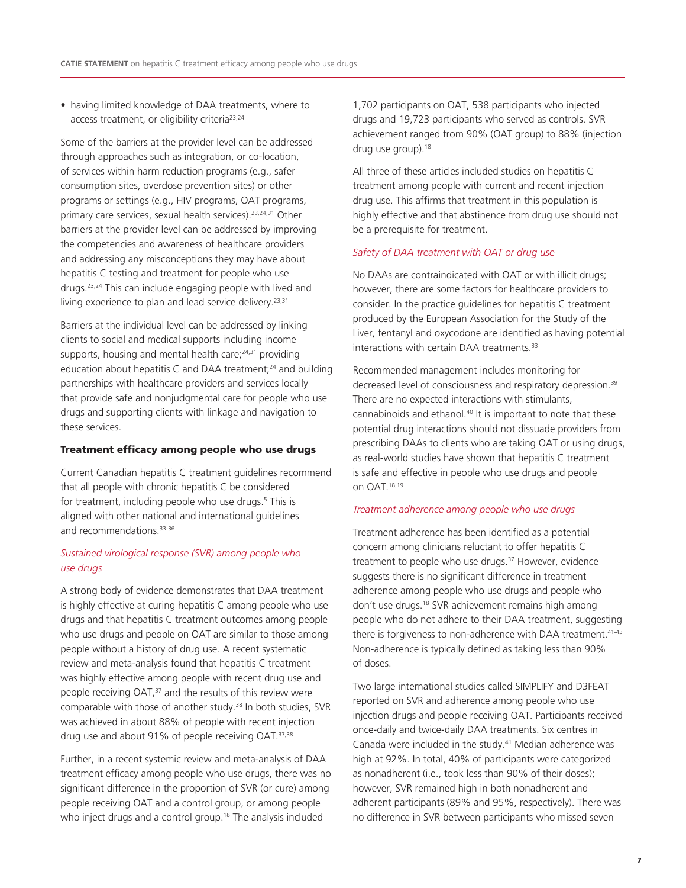- having limited knowledge of DAA treatments, where to access treatment, or eligibility criteria[23,24]

Some of the barriers at the provider level can be addressed through approaches such as integration, or co-location, of services within harm reduction programs (e.g., safer consumption sites, overdose prevention sites) or other programs or settings (e.g., HIV programs, OAT programs, primary care services, sexual health services).[23,24,31] Other barriers at the provider level can be addressed by improving the competencies and awareness of healthcare providers and addressing any misconceptions they may have about hepatitis C testing and treatment for people who use drugs.[23,24] This can include engaging people with lived and living experience to plan and lead service delivery.[23,31]

Barriers at the individual level can be addressed by linking clients to social and medical supports including income supports, housing and mental health care;[24,31] providing education about hepatitis C and DAA treatment;[24] and building partnerships with healthcare providers and services locally that provide safe and nonjudgmental care for people who use drugs and supporting clients with linkage and navigation to these services.

### Treatment efficacy among people who use drugs

Current Canadian hepatitis C treatment guidelines recommend that all people with chronic hepatitis C be considered for treatment, including people who use drugs.[5] This is aligned with other national and international guidelines and recommendations.[33-36]

#### *Sustained virological response (SVR) among people who use drugs*

A strong body of evidence demonstrates that DAA treatment is highly effective at curing hepatitis C among people who use drugs and that hepatitis C treatment outcomes among people who use drugs and people on OAT are similar to those among people without a history of drug use. A recent systematic review and meta-analysis found that hepatitis C treatment was highly effective among people with recent drug use and people receiving OAT,[37] and the results of this review were comparable with those of another study.[38] In both studies, SVR was achieved in about 88% of people with recent injection drug use and about 91% of people receiving OAT.[37,38]

Further, in a recent systemic review and meta-analysis of DAA treatment efficacy among people who use drugs, there was no significant difference in the proportion of SVR (or cure) among people receiving OAT and a control group, or among people who inject drugs and a control group.[18] The analysis included 1,702 participants on OAT, 538 participants who injected drugs and 19,723 participants who served as controls. SVR achievement ranged from 90% (OAT group) to 88% (injection drug use group).[18]

All three of these articles included studies on hepatitis C treatment among people with current and recent injection drug use. This affirms that treatment in this population is highly effective and that abstinence from drug use should not be a prerequisite for treatment.

#### *Safety of DAA treatment with OAT or drug use*

No DAAs are contraindicated with OAT or with illicit drugs; however, there are some factors for healthcare providers to consider. In the practice guidelines for hepatitis C treatment produced by the European Association for the Study of the Liver, fentanyl and oxycodone are identified as having potential interactions with certain DAA treatments.[33]

Recommended management includes monitoring for decreased level of consciousness and respiratory depression.[39] There are no expected interactions with stimulants, cannabinoids and ethanol.[40] It is important to note that these potential drug interactions should not dissuade providers from prescribing DAAs to clients who are taking OAT or using drugs, as real-world studies have shown that hepatitis C treatment is safe and effective in people who use drugs and people on OAT.[18,19]

#### *Treatment adherence among people who use drugs*

Treatment adherence has been identified as a potential concern among clinicians reluctant to offer hepatitis C treatment to people who use drugs.[37] However, evidence suggests there is no significant difference in treatment adherence among people who use drugs and people who don't use drugs.[18] SVR achievement remains high among people who do not adhere to their DAA treatment, suggesting there is forgiveness to non-adherence with DAA treatment.[41-43] Non-adherence is typically defined as taking less than 90% of doses.

Two large international studies called SIMPLIFY and D3FEAT reported on SVR and adherence among people who use injection drugs and people receiving OAT. Participants received once-daily and twice-daily DAA treatments. Six centres in Canada were included in the study.[41] Median adherence was high at 92%. In total, 40% of participants were categorized as nonadherent (i.e., took less than 90% of their doses); however, SVR remained high in both nonadherent and adherent participants (89% and 95%, respectively). There was no difference in SVR between participants who missed seven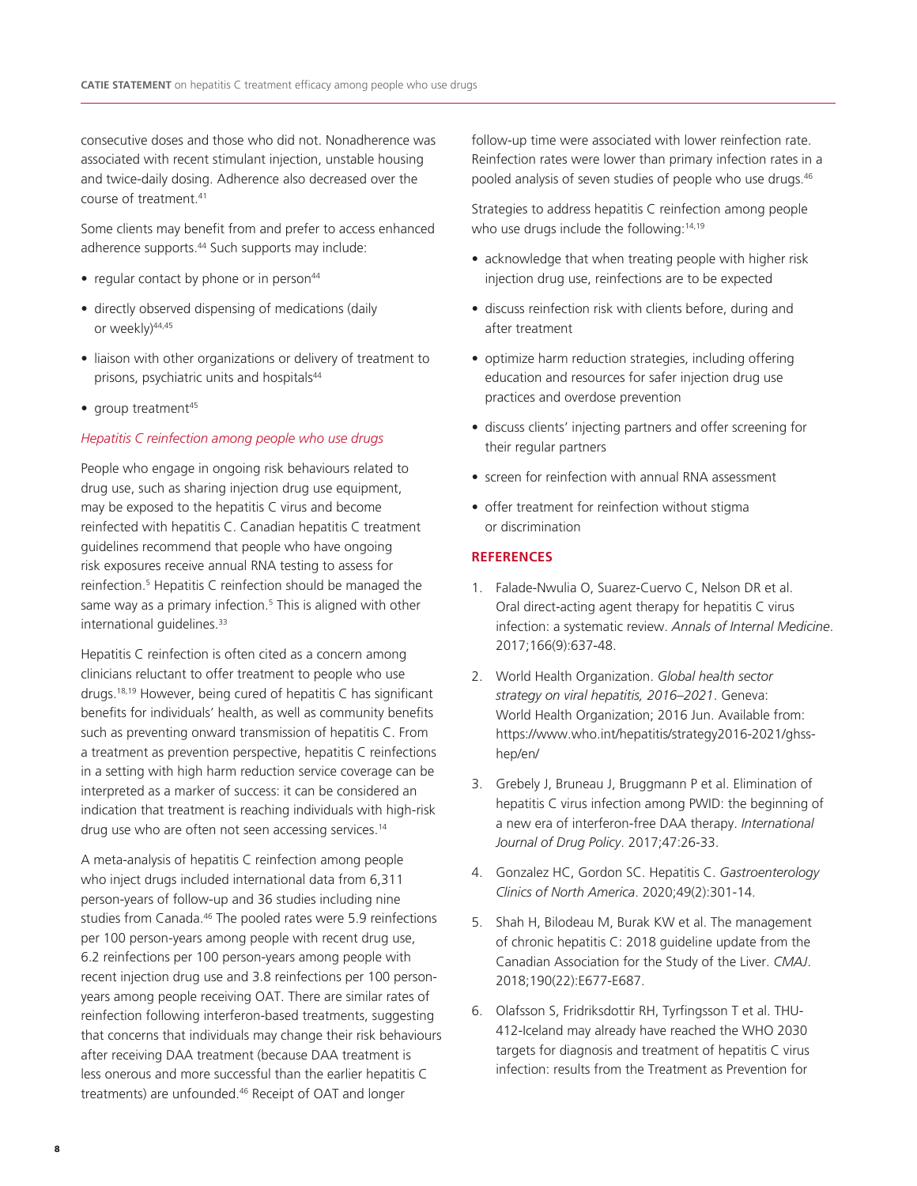consecutive doses and those who did not. Nonadherence was associated with recent stimulant injection, unstable housing and twice-daily dosing. Adherence also decreased over the course of treatment.[41]

Some clients may benefit from and prefer to access enhanced adherence supports.[44] Such supports may include:

- regular contact by phone or in person[44]
- directly observed dispensing of medications (daily or weekly)[44,45]
- liaison with other organizations or delivery of treatment to prisons, psychiatric units and hospitals[44]
- group treatment[45]

*Hepatitis C reinfection among people who use drugs*

People who engage in ongoing risk behaviours related to drug use, such as sharing injection drug use equipment, may be exposed to the hepatitis C virus and become reinfected with hepatitis C. Canadian hepatitis C treatment guidelines recommend that people who have ongoing risk exposures receive annual RNA testing to assess for reinfection.[5] Hepatitis C reinfection should be managed the same way as a primary infection.[5] This is aligned with other international guidelines.[33]

Hepatitis C reinfection is often cited as a concern among clinicians reluctant to offer treatment to people who use drugs.[18,19] However, being cured of hepatitis C has significant benefits for individuals' health, as well as community benefits such as preventing onward transmission of hepatitis C. From a treatment as prevention perspective, hepatitis C reinfections in a setting with high harm reduction service coverage can be interpreted as a marker of success: it can be considered an indication that treatment is reaching individuals with high-risk drug use who are often not seen accessing services.[14]

A meta-analysis of hepatitis C reinfection among people who inject drugs included international data from 6,311 person-years of follow-up and 36 studies including nine studies from Canada.[46] The pooled rates were 5.9 reinfections per 100 person-years among people with recent drug use, 6.2 reinfections per 100 person-years among people with recent injection drug use and 3.8 reinfections per 100 person-years among people receiving OAT. There are similar rates of reinfection following interferon-based treatments, suggesting that concerns that individuals may change their risk behaviours after receiving DAA treatment (because DAA treatment is less onerous and more successful than the earlier hepatitis C treatments) are unfounded.[46] Receipt of OAT and longer follow-up time were associated with lower reinfection rate. Reinfection rates were lower than primary infection rates in a pooled analysis of seven studies of people who use drugs.[46]

Strategies to address hepatitis C reinfection among people who use drugs include the following:[14,19]

- acknowledge that when treating people with higher risk injection drug use, reinfections are to be expected
- discuss reinfection risk with clients before, during and after treatment
- optimize harm reduction strategies, including offering education and resources for safer injection drug use practices and overdose prevention
- discuss clients' injecting partners and offer screening for their regular partners
- screen for reinfection with annual RNA assessment
- offer treatment for reinfection without stigma or discrimination

## REFERENCES

1. Falade-Nwulia O, Suarez-Cuervo C, Nelson DR et al. Oral direct-acting agent therapy for hepatitis C virus infection: a systematic review. *Annals of Internal Medicine*. 2017;166(9):637-48.
2. World Health Organization. *Global health sector strategy on viral hepatitis, 2016–2021*. Geneva: World Health Organization; 2016 Jun. Available from: https://www.who.int/hepatitis/strategy2016-2021/ghss-hep/en/
3. Grebely J, Bruneau J, Bruggmann P et al. Elimination of hepatitis C virus infection among PWID: the beginning of a new era of interferon-free DAA therapy. *International Journal of Drug Policy*. 2017;47:26-33.
4. Gonzalez HC, Gordon SC. Hepatitis C. *Gastroenterology Clinics of North America*. 2020;49(2):301-14.
5. Shah H, Bilodeau M, Burak KW et al. The management of chronic hepatitis C: 2018 guideline update from the Canadian Association for the Study of the Liver. *CMAJ*. 2018;190(22):E677-E687.
6. Olafsson S, Fridriksdottir RH, Tyrfingsson T et al. THU-412-Iceland may already have reached the WHO 2030 targets for diagnosis and treatment of hepatitis C virus infection: results from the Treatment as Prevention for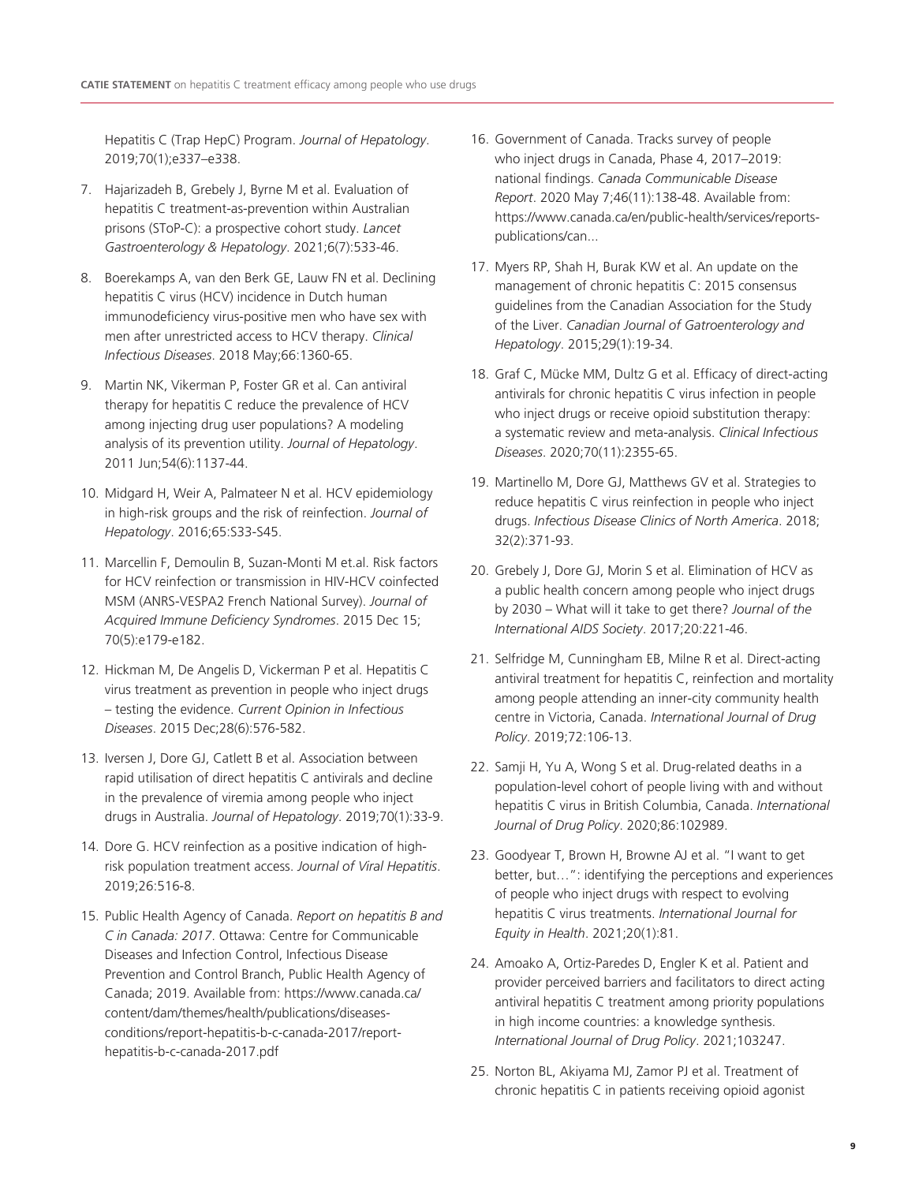Hepatitis C (Trap HepC) Program. *Journal of Hepatology*. 2019;70(1);e337–e338.

7. Hajarizadeh B, Grebely J, Byrne M et al. Evaluation of hepatitis C treatment-as-prevention within Australian prisons (SToP-C): a prospective cohort study. *Lancet Gastroenterology & Hepatology*. 2021;6(7):533-46.

8. Boerekamps A, van den Berk GE, Lauw FN et al. Declining hepatitis C virus (HCV) incidence in Dutch human immunodeficiency virus-positive men who have sex with men after unrestricted access to HCV therapy. *Clinical Infectious Diseases*. 2018 May;66:1360-65.

9. Martin NK, Vikerman P, Foster GR et al. Can antiviral therapy for hepatitis C reduce the prevalence of HCV among injecting drug user populations? A modeling analysis of its prevention utility. *Journal of Hepatology*. 2011 Jun;54(6):1137-44.

10. Midgard H, Weir A, Palmateer N et al. HCV epidemiology in high-risk groups and the risk of reinfection. *Journal of Hepatology*. 2016;65:S33-S45.

11. Marcellin F, Demoulin B, Suzan-Monti M et.al. Risk factors for HCV reinfection or transmission in HIV-HCV coinfected MSM (ANRS-VESPA2 French National Survey). *Journal of Acquired Immune Deficiency Syndromes*. 2015 Dec 15; 70(5):e179-e182.

12. Hickman M, De Angelis D, Vickerman P et al. Hepatitis C virus treatment as prevention in people who inject drugs – testing the evidence. *Current Opinion in Infectious Diseases*. 2015 Dec;28(6):576-582.

13. Iversen J, Dore GJ, Catlett B et al. Association between rapid utilisation of direct hepatitis C antivirals and decline in the prevalence of viremia among people who inject drugs in Australia. *Journal of Hepatology*. 2019;70(1):33-9.

14. Dore G. HCV reinfection as a positive indication of high-risk population treatment access. *Journal of Viral Hepatitis*. 2019;26:516-8.

15. Public Health Agency of Canada. *Report on hepatitis B and C in Canada: 2017*. Ottawa: Centre for Communicable Diseases and Infection Control, Infectious Disease Prevention and Control Branch, Public Health Agency of Canada; 2019. Available from: https://www.canada.ca/content/dam/themes/health/publications/diseases-conditions/report-hepatitis-b-c-canada-2017/report-hepatitis-b-c-canada-2017.pdf

16. Government of Canada. Tracks survey of people who inject drugs in Canada, Phase 4, 2017–2019: national findings. *Canada Communicable Disease Report*. 2020 May 7;46(11):138-48. Available from: https://www.canada.ca/en/public-health/services/reports-publications/can...

17. Myers RP, Shah H, Burak KW et al. An update on the management of chronic hepatitis C: 2015 consensus guidelines from the Canadian Association for the Study of the Liver. *Canadian Journal of Gatroenterology and Hepatology*. 2015;29(1):19-34.

18. Graf C, Mücke MM, Dultz G et al. Efficacy of direct-acting antivirals for chronic hepatitis C virus infection in people who inject drugs or receive opioid substitution therapy: a systematic review and meta-analysis. *Clinical Infectious Diseases*. 2020;70(11):2355-65.

19. Martinello M, Dore GJ, Matthews GV et al. Strategies to reduce hepatitis C virus reinfection in people who inject drugs. *Infectious Disease Clinics of North America*. 2018; 32(2):371-93.

20. Grebely J, Dore GJ, Morin S et al. Elimination of HCV as a public health concern among people who inject drugs by 2030 – What will it take to get there? *Journal of the International AIDS Society*. 2017;20:221-46.

21. Selfridge M, Cunningham EB, Milne R et al. Direct-acting antiviral treatment for hepatitis C, reinfection and mortality among people attending an inner-city community health centre in Victoria, Canada. *International Journal of Drug Policy*. 2019;72:106-13.

22. Samji H, Yu A, Wong S et al. Drug-related deaths in a population-level cohort of people living with and without hepatitis C virus in British Columbia, Canada. *International Journal of Drug Policy*. 2020;86:102989.

23. Goodyear T, Brown H, Browne AJ et al. "I want to get better, but…": identifying the perceptions and experiences of people who inject drugs with respect to evolving hepatitis C virus treatments. *International Journal for Equity in Health*. 2021;20(1):81.

24. Amoako A, Ortiz-Paredes D, Engler K et al. Patient and provider perceived barriers and facilitators to direct acting antiviral hepatitis C treatment among priority populations in high income countries: a knowledge synthesis. *International Journal of Drug Policy*. 2021;103247.

25. Norton BL, Akiyama MJ, Zamor PJ et al. Treatment of chronic hepatitis C in patients receiving opioid agonist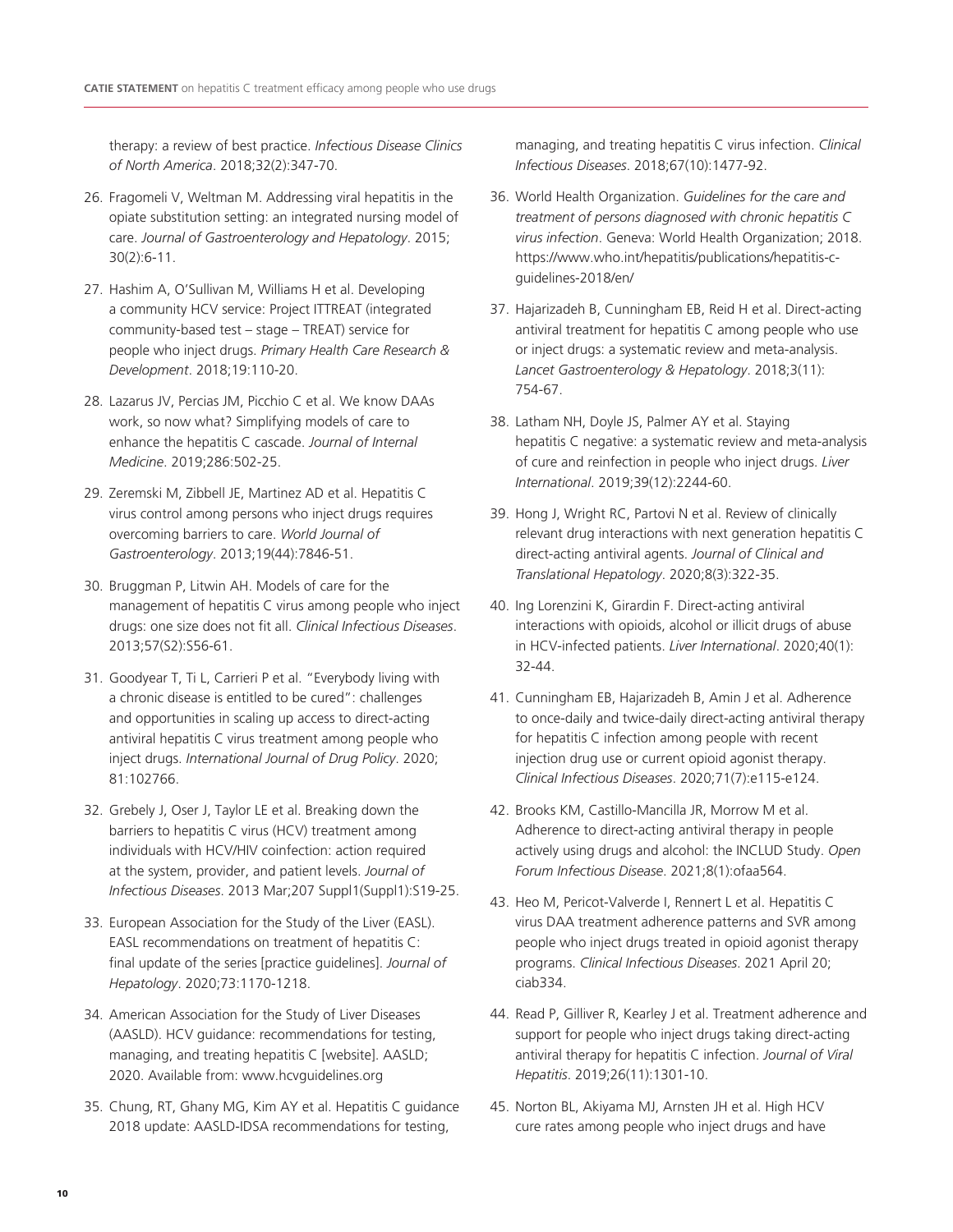therapy: a review of best practice. *Infectious Disease Clinics of North America*. 2018;32(2):347-70.

26. Fragomeli V, Weltman M. Addressing viral hepatitis in the opiate substitution setting: an integrated nursing model of care. *Journal of Gastroenterology and Hepatology*. 2015; 30(2):6-11.

27. Hashim A, O'Sullivan M, Williams H et al. Developing a community HCV service: Project ITTREAT (integrated community-based test – stage – TREAT) service for people who inject drugs. *Primary Health Care Research & Development*. 2018;19:110-20.

28. Lazarus JV, Percias JM, Picchio C et al. We know DAAs work, so now what? Simplifying models of care to enhance the hepatitis C cascade. *Journal of Internal Medicine*. 2019;286:502-25.

29. Zeremski M, Zibbell JE, Martinez AD et al. Hepatitis C virus control among persons who inject drugs requires overcoming barriers to care. *World Journal of Gastroenterology*. 2013;19(44):7846-51.

30. Bruggman P, Litwin AH. Models of care for the management of hepatitis C virus among people who inject drugs: one size does not fit all. *Clinical Infectious Diseases*. 2013;57(S2):S56-61.

31. Goodyear T, Ti L, Carrieri P et al. "Everybody living with a chronic disease is entitled to be cured": challenges and opportunities in scaling up access to direct-acting antiviral hepatitis C virus treatment among people who inject drugs. *International Journal of Drug Policy*. 2020; 81:102766.

32. Grebely J, Oser J, Taylor LE et al. Breaking down the barriers to hepatitis C virus (HCV) treatment among individuals with HCV/HIV coinfection: action required at the system, provider, and patient levels. *Journal of Infectious Diseases*. 2013 Mar;207 Suppl1(Suppl1):S19-25.

33. European Association for the Study of the Liver (EASL). EASL recommendations on treatment of hepatitis C: final update of the series [practice guidelines]. *Journal of Hepatology*. 2020;73:1170-1218.

34. American Association for the Study of Liver Diseases (AASLD). HCV guidance: recommendations for testing, managing, and treating hepatitis C [website]. AASLD; 2020. Available from: www.hcvguidelines.org

35. Chung, RT, Ghany MG, Kim AY et al. Hepatitis C guidance 2018 update: AASLD-IDSA recommendations for testing, managing, and treating hepatitis C virus infection. *Clinical Infectious Diseases*. 2018;67(10):1477-92.

36. World Health Organization. *Guidelines for the care and treatment of persons diagnosed with chronic hepatitis C virus infection*. Geneva: World Health Organization; 2018. https://www.who.int/hepatitis/publications/hepatitis-c-guidelines-2018/en/

37. Hajarizadeh B, Cunningham EB, Reid H et al. Direct-acting antiviral treatment for hepatitis C among people who use or inject drugs: a systematic review and meta-analysis. *Lancet Gastroenterology & Hepatology*. 2018;3(11): 754-67.

38. Latham NH, Doyle JS, Palmer AY et al. Staying hepatitis C negative: a systematic review and meta-analysis of cure and reinfection in people who inject drugs. *Liver International*. 2019;39(12):2244-60.

39. Hong J, Wright RC, Partovi N et al. Review of clinically relevant drug interactions with next generation hepatitis C direct-acting antiviral agents. *Journal of Clinical and Translational Hepatology*. 2020;8(3):322-35.

40. Ing Lorenzini K, Girardin F. Direct-acting antiviral interactions with opioids, alcohol or illicit drugs of abuse in HCV-infected patients. *Liver International*. 2020;40(1): 32-44.

41. Cunningham EB, Hajarizadeh B, Amin J et al. Adherence to once-daily and twice-daily direct-acting antiviral therapy for hepatitis C infection among people with recent injection drug use or current opioid agonist therapy. *Clinical Infectious Diseases*. 2020;71(7):e115-e124.

42. Brooks KM, Castillo-Mancilla JR, Morrow M et al. Adherence to direct-acting antiviral therapy in people actively using drugs and alcohol: the INCLUD Study. *Open Forum Infectious Disease*. 2021;8(1):ofaa564.

43. Heo M, Pericot-Valverde I, Rennert L et al. Hepatitis C virus DAA treatment adherence patterns and SVR among people who inject drugs treated in opioid agonist therapy programs. *Clinical Infectious Diseases*. 2021 April 20; ciab334.

44. Read P, Gilliver R, Kearley J et al. Treatment adherence and support for people who inject drugs taking direct-acting antiviral therapy for hepatitis C infection. *Journal of Viral Hepatitis*. 2019;26(11):1301-10.

45. Norton BL, Akiyama MJ, Arnsten JH et al. High HCV cure rates among people who inject drugs and have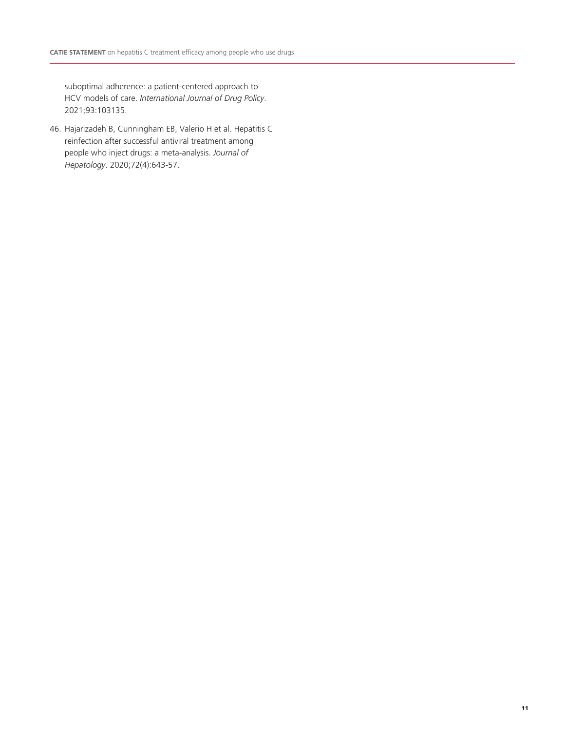suboptimal adherence: a patient-centered approach to HCV models of care. *International Journal of Drug Policy*. 2021;93:103135.

46. Hajarizadeh B, Cunningham EB, Valerio H et al. Hepatitis C reinfection after successful antiviral treatment among people who inject drugs: a meta-analysis. *Journal of Hepatology*. 2020;72(4):643-57.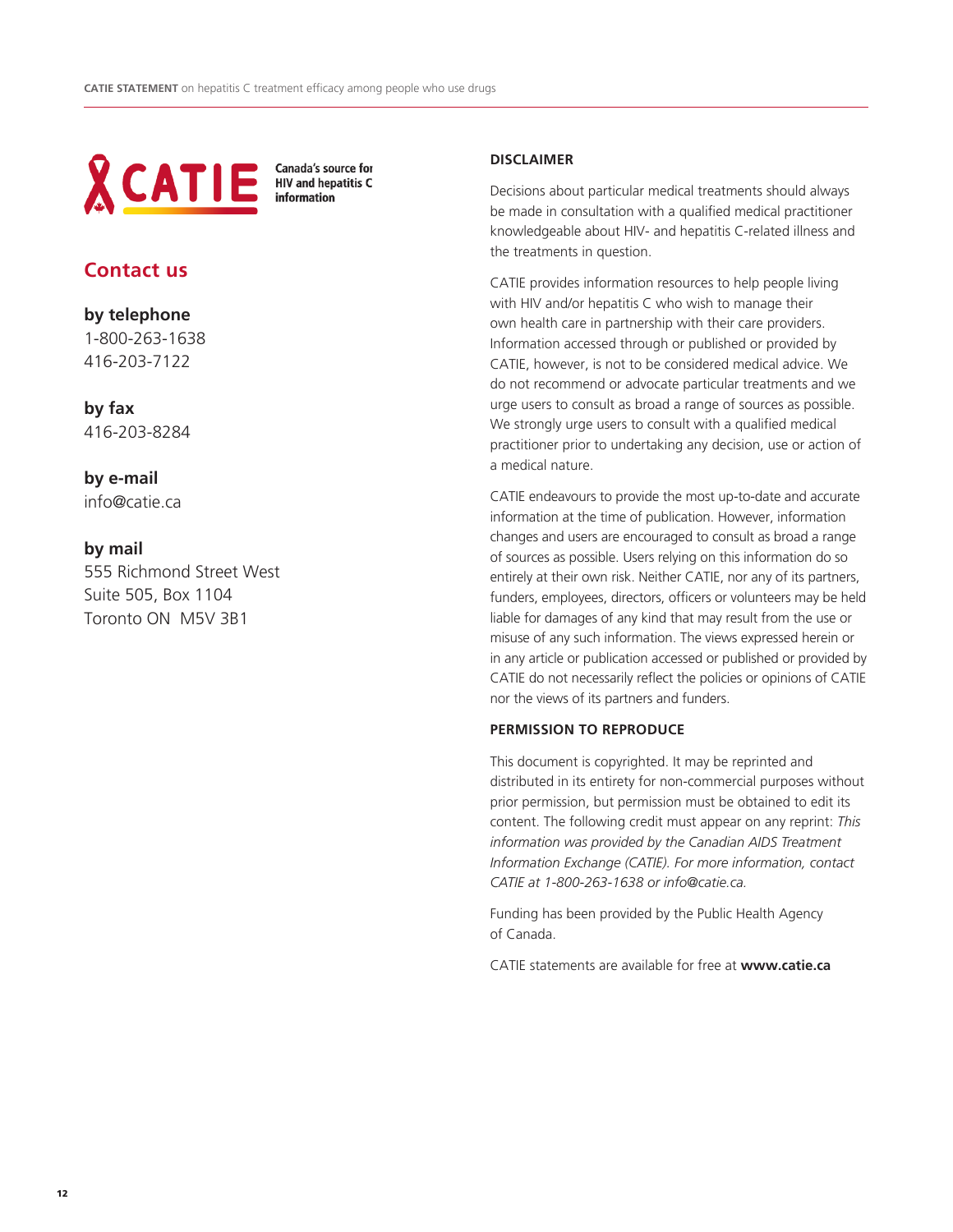CATIE

Canada's source for HIV and hepatitis C information

## Contact us

**by telephone**
1-800-263-1638
416-203-7122

**by fax**
416-203-8284

**by e-mail**
info@catie.ca

**by mail**
555 Richmond Street West
Suite 505, Box 1104
Toronto ON M5V 3B1

### DISCLAIMER

Decisions about particular medical treatments should always be made in consultation with a qualified medical practitioner knowledgeable about HIV- and hepatitis C-related illness and the treatments in question.

CATIE provides information resources to help people living with HIV and/or hepatitis C who wish to manage their own health care in partnership with their care providers. Information accessed through or published or provided by CATIE, however, is not to be considered medical advice. We do not recommend or advocate particular treatments and we urge users to consult as broad a range of sources as possible. We strongly urge users to consult with a qualified medical practitioner prior to undertaking any decision, use or action of a medical nature.

CATIE endeavours to provide the most up-to-date and accurate information at the time of publication. However, information changes and users are encouraged to consult as broad a range of sources as possible. Users relying on this information do so entirely at their own risk. Neither CATIE, nor any of its partners, funders, employees, directors, officers or volunteers may be held liable for damages of any kind that may result from the use or misuse of any such information. The views expressed herein or in any article or publication accessed or published or provided by CATIE do not necessarily reflect the policies or opinions of CATIE nor the views of its partners and funders.

### PERMISSION TO REPRODUCE

This document is copyrighted. It may be reprinted and distributed in its entirety for non-commercial purposes without prior permission, but permission must be obtained to edit its content. The following credit must appear on any reprint: *This information was provided by the Canadian AIDS Treatment Information Exchange (CATIE). For more information, contact CATIE at 1-800-263-1638 or info@catie.ca.*

Funding has been provided by the Public Health Agency of Canada.

CATIE statements are available for free at **www.catie.ca**